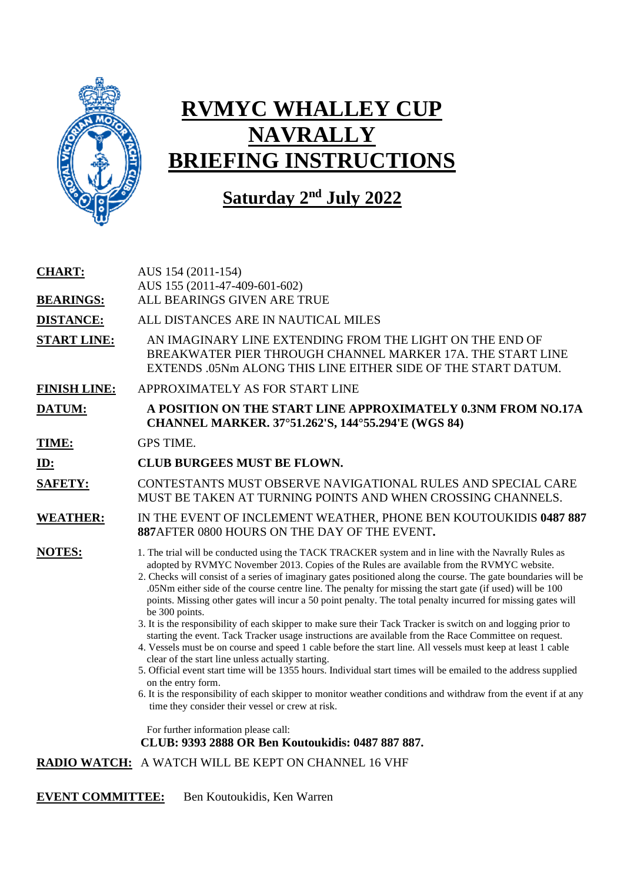# RVMYC WHALLEY CUP NAVRALLY BRIEFING INSTRUCTIONS

## Saturday 2nd July 2022

**CHART:** AUS 154 (2011-154)
AUS 155 (2011-47-409-601-602)

**BEARINGS:** ALL BEARINGS GIVEN ARE TRUE

**DISTANCE:** ALL DISTANCES ARE IN NAUTICAL MILES

**START LINE:** AN IMAGINARY LINE EXTENDING FROM THE LIGHT ON THE END OF BREAKWATER PIER THROUGH CHANNEL MARKER 17A. THE START LINE EXTENDS .05Nm ALONG THIS LINE EITHER SIDE OF THE START DATUM.

**FINISH LINE:** APPROXIMATELY AS FOR START LINE

**DATUM:** **A POSITION ON THE START LINE APPROXIMATELY 0.3NM FROM NO.17A CHANNEL MARKER. 37°51.262'S, 144°55.294'E (WGS 84)**

**TIME:** GPS TIME.

**ID:** **CLUB BURGEES MUST BE FLOWN.**

**SAFETY:** CONTESTANTS MUST OBSERVE NAVIGATIONAL RULES AND SPECIAL CARE MUST BE TAKEN AT TURNING POINTS AND WHEN CROSSING CHANNELS.

**WEATHER:** IN THE EVENT OF INCLEMENT WEATHER, PHONE BEN KOUTOUKIDIS **0487 887 887**AFTER 0800 HOURS ON THE DAY OF THE EVENT**.**

**NOTES:**

1. The trial will be conducted using the TACK TRACKER system and in line with the Navrally Rules as adopted by RVMYC November 2013. Copies of the Rules are available from the RVMYC website.
2. Checks will consist of a series of imaginary gates positioned along the course. The gate boundaries will be .05Nm either side of the course centre line. The penalty for missing the start gate (if used) will be 100 points. Missing other gates will incur a 50 point penalty. The total penalty incurred for missing gates will be 300 points.
3. It is the responsibility of each skipper to make sure their Tack Tracker is switch on and logging prior to starting the event. Tack Tracker usage instructions are available from the Race Committee on request.
4. Vessels must be on course and speed 1 cable before the start line. All vessels must keep at least 1 cable clear of the start line unless actually starting.
5. Official event start time will be 1355 hours. Individual start times will be emailed to the address supplied on the entry form.
6. It is the responsibility of each skipper to monitor weather conditions and withdraw from the event if at any time they consider their vessel or crew at risk.

For further information please call:
**CLUB: 9393 2888 OR Ben Koutoukidis: 0487 887 887.**

**RADIO WATCH:** A WATCH WILL BE KEPT ON CHANNEL 16 VHF

**EVENT COMMITTEE:** Ben Koutoukidis, Ken Warren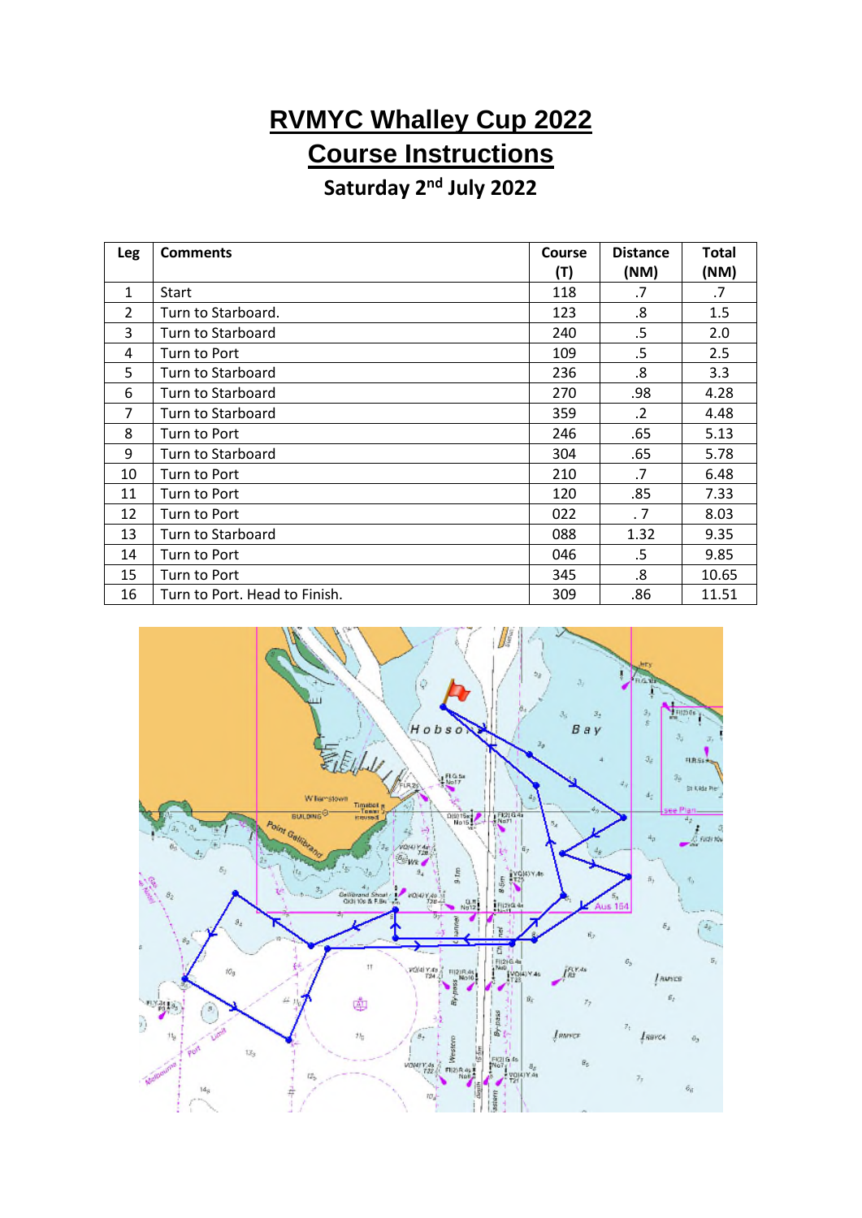# RVMYC Whalley Cup 2022

# Course Instructions

### Saturday 2nd July 2022

| Leg | Comments | Course (T) | Distance (NM) | Total (NM) |
|---|---|---|---|---|
| 1 | Start | 118 | .7 | .7 |
| 2 | Turn to Starboard. | 123 | .8 | 1.5 |
| 3 | Turn to Starboard | 240 | .5 | 2.0 |
| 4 | Turn to Port | 109 | .5 | 2.5 |
| 5 | Turn to Starboard | 236 | .8 | 3.3 |
| 6 | Turn to Starboard | 270 | .98 | 4.28 |
| 7 | Turn to Starboard | 359 | .2 | 4.48 |
| 8 | Turn to Port | 246 | .65 | 5.13 |
| 9 | Turn to Starboard | 304 | .65 | 5.78 |
| 10 | Turn to Port | 210 | .7 | 6.48 |
| 11 | Turn to Port | 120 | .85 | 7.33 |
| 12 | Turn to Port | 022 | . 7 | 8.03 |
| 13 | Turn to Starboard | 088 | 1.32 | 9.35 |
| 14 | Turn to Port | 046 | .5 | 9.85 |
| 15 | Turn to Port | 345 | .8 | 10.65 |
| 16 | Turn to Port. Head to Finish. | 309 | .86 | 11.51 |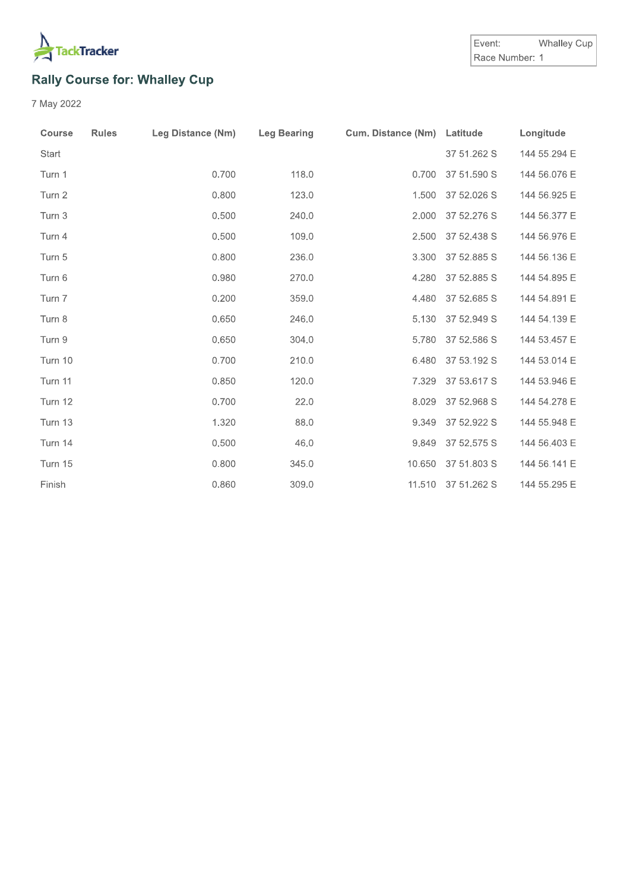TackTracker

| Event: | Whalley Cup |
|---|---|
| Race Number: | 1 |

# Rally Course for: Whalley Cup

7 May 2022

| Course | Rules | Leg Distance (Nm) | Leg Bearing | Cum. Distance (Nm) | Latitude | Longitude |
|---|---|---|---|---|---|---|
| Start | | | | | 37 51.262 S | 144 55.294 E |
| Turn 1 | | 0.700 | 118.0 | 0.700 | 37 51.590 S | 144 56.076 E |
| Turn 2 | | 0.800 | 123.0 | 1.500 | 37 52.026 S | 144 56.925 E |
| Turn 3 | | 0.500 | 240.0 | 2.000 | 37 52.276 S | 144 56.377 E |
| Turn 4 | | 0.500 | 109.0 | 2.500 | 37 52.438 S | 144 56.976 E |
| Turn 5 | | 0.800 | 236.0 | 3.300 | 37 52.885 S | 144 56.136 E |
| Turn 6 | | 0.980 | 270.0 | 4.280 | 37 52.885 S | 144 54.895 E |
| Turn 7 | | 0.200 | 359.0 | 4.480 | 37 52.685 S | 144 54.891 E |
| Turn 8 | | 0.650 | 246.0 | 5.130 | 37 52.949 S | 144 54.139 E |
| Turn 9 | | 0.650 | 304.0 | 5.780 | 37 52.586 S | 144 53.457 E |
| Turn 10 | | 0.700 | 210.0 | 6.480 | 37 53.192 S | 144 53.014 E |
| Turn 11 | | 0.850 | 120.0 | 7.329 | 37 53.617 S | 144 53.946 E |
| Turn 12 | | 0.700 | 22.0 | 8.029 | 37 52.968 S | 144 54.278 E |
| Turn 13 | | 1.320 | 88.0 | 9.349 | 37 52.922 S | 144 55.948 E |
| Turn 14 | | 0.500 | 46.0 | 9.849 | 37 52.575 S | 144 56.403 E |
| Turn 15 | | 0.800 | 345.0 | 10.650 | 37 51.803 S | 144 56.141 E |
| Finish | | 0.860 | 309.0 | 11.510 | 37 51.262 S | 144 55.295 E |